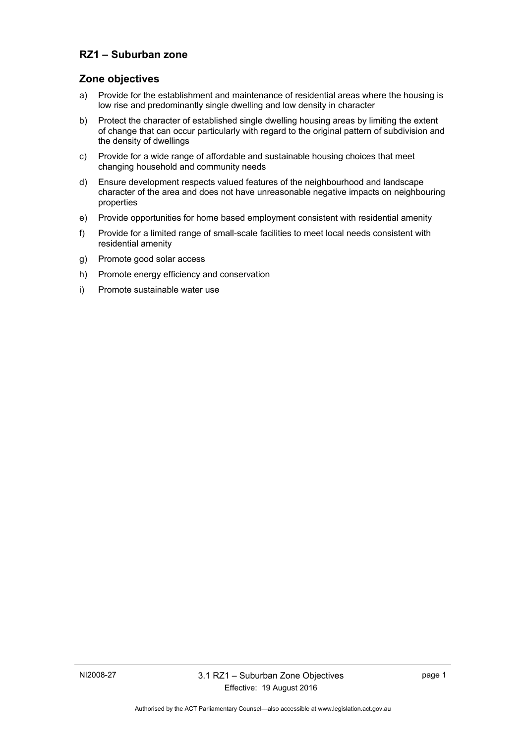## RZ1 – Suburban zone

### Zone objectives

a) Provide for the establishment and maintenance of residential areas where the housing is low rise and predominantly single dwelling and low density in character

b) Protect the character of established single dwelling housing areas by limiting the extent of change that can occur particularly with regard to the original pattern of subdivision and the density of dwellings

c) Provide for a wide range of affordable and sustainable housing choices that meet changing household and community needs

d) Ensure development respects valued features of the neighbourhood and landscape character of the area and does not have unreasonable negative impacts on neighbouring properties

e) Provide opportunities for home based employment consistent with residential amenity

f) Provide for a limited range of small-scale facilities to meet local needs consistent with residential amenity

g) Promote good solar access

h) Promote energy efficiency and conservation

i) Promote sustainable water use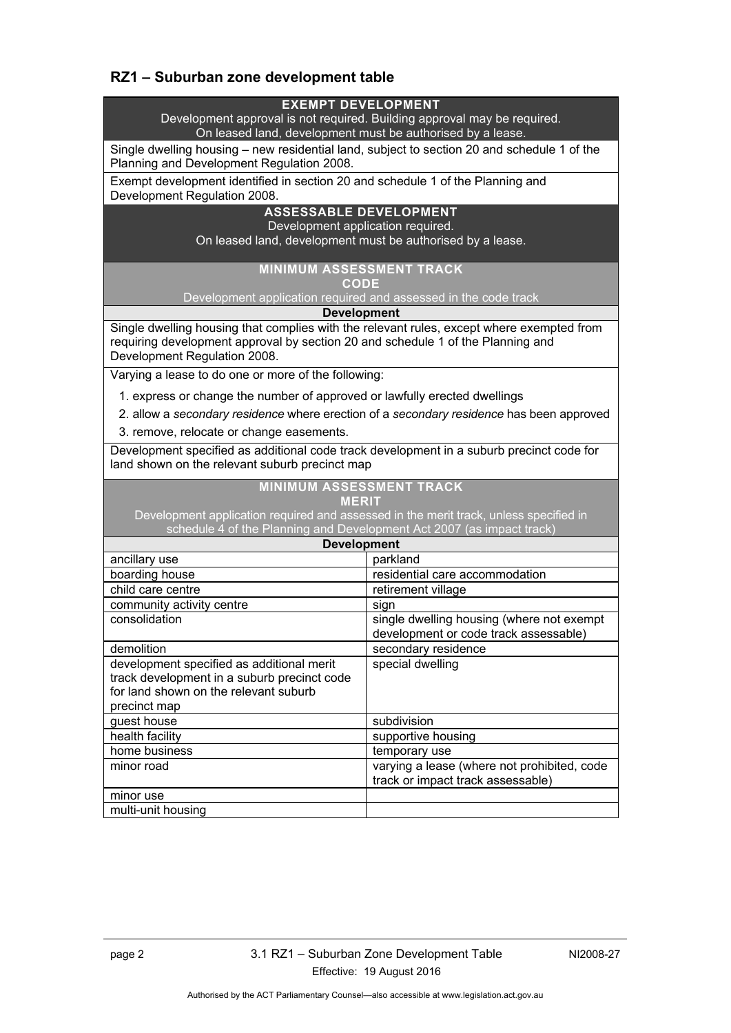## RZ1 – Suburban zone development table

**EXEMPT DEVELOPMENT**

Development approval is not required. Building approval may be required.
On leased land, development must be authorised by a lease.

Single dwelling housing – new residential land, subject to section 20 and schedule 1 of the Planning and Development Regulation 2008.

Exempt development identified in section 20 and schedule 1 of the Planning and Development Regulation 2008.

**ASSESSABLE DEVELOPMENT**

Development application required.
On leased land, development must be authorised by a lease.

**MINIMUM ASSESSMENT TRACK**
**CODE**

Development application required and assessed in the code track

**Development**

Single dwelling housing that complies with the relevant rules, except where exempted from requiring development approval by section 20 and schedule 1 of the Planning and Development Regulation 2008.

Varying a lease to do one or more of the following:

1. express or change the number of approved or lawfully erected dwellings
2. allow a *secondary residence* where erection of a *secondary residence* has been approved
3. remove, relocate or change easements.

Development specified as additional code track development in a suburb precinct code for land shown on the relevant suburb precinct map

**MINIMUM ASSESSMENT TRACK**
**MERIT**

Development application required and assessed in the merit track, unless specified in schedule 4 of the Planning and Development Act 2007 (as impact track)

| Development | |
|---|---|
| ancillary use | parkland |
| boarding house | residential care accommodation |
| child care centre | retirement village |
| community activity centre | sign |
| consolidation | single dwelling housing (where not exempt development or code track assessable) |
| demolition | secondary residence |
| development specified as additional merit track development in a suburb precinct code for land shown on the relevant suburb precinct map | special dwelling |
| guest house | subdivision |
| health facility | supportive housing |
| home business | temporary use |
| minor road | varying a lease (where not prohibited, code track or impact track assessable) |
| minor use | |
| multi-unit housing | |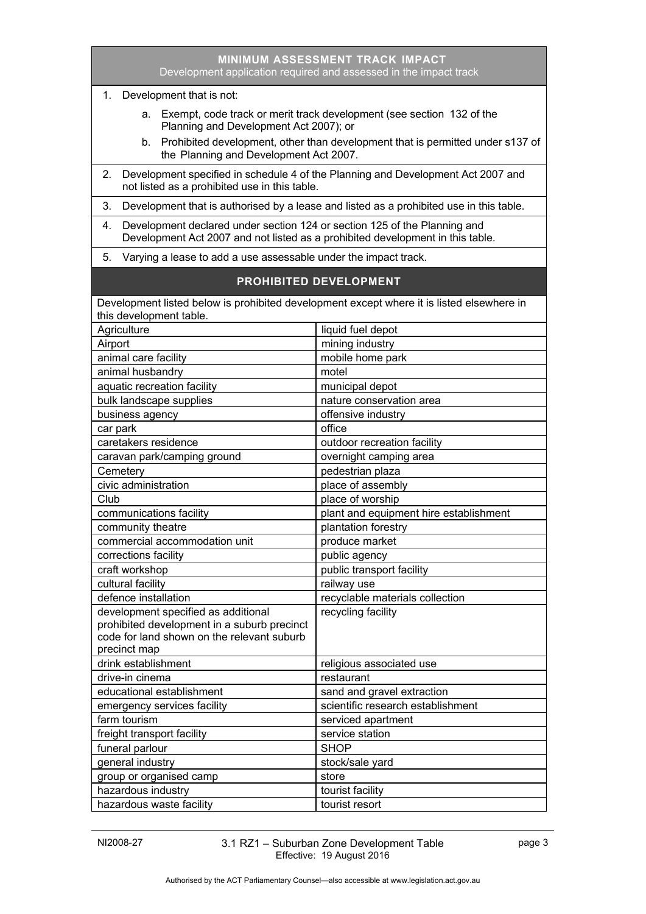## MINIMUM ASSESSMENT TRACK IMPACT

Development application required and assessed in the impact track

1. Development that is not:
   a. Exempt, code track or merit track development (see section 132 of the Planning and Development Act 2007); or
   b. Prohibited development, other than development that is permitted under s137 of the Planning and Development Act 2007.
2. Development specified in schedule 4 of the Planning and Development Act 2007 and not listed as a prohibited use in this table.
3. Development that is authorised by a lease and listed as a prohibited use in this table.
4. Development declared under section 124 or section 125 of the Planning and Development Act 2007 and not listed as a prohibited development in this table.
5. Varying a lease to add a use assessable under the impact track.

## PROHIBITED DEVELOPMENT

Development listed below is prohibited development except where it is listed elsewhere in this development table.

| | |
|---|---|
| Agriculture | liquid fuel depot |
| Airport | mining industry |
| animal care facility | mobile home park |
| animal husbandry | motel |
| aquatic recreation facility | municipal depot |
| bulk landscape supplies | nature conservation area |
| business agency | offensive industry |
| car park | office |
| caretakers residence | outdoor recreation facility |
| caravan park/camping ground | overnight camping area |
| Cemetery | pedestrian plaza |
| civic administration | place of assembly |
| Club | place of worship |
| communications facility | plant and equipment hire establishment |
| community theatre | plantation forestry |
| commercial accommodation unit | produce market |
| corrections facility | public agency |
| craft workshop | public transport facility |
| cultural facility | railway use |
| defence installation | recyclable materials collection |
| development specified as additional prohibited development in a suburb precinct code for land shown on the relevant suburb precinct map | recycling facility |
| drink establishment | religious associated use |
| drive-in cinema | restaurant |
| educational establishment | sand and gravel extraction |
| emergency services facility | scientific research establishment |
| farm tourism | serviced apartment |
| freight transport facility | service station |
| funeral parlour | SHOP |
| general industry | stock/sale yard |
| group or organised camp | store |
| hazardous industry | tourist facility |
| hazardous waste facility | tourist resort |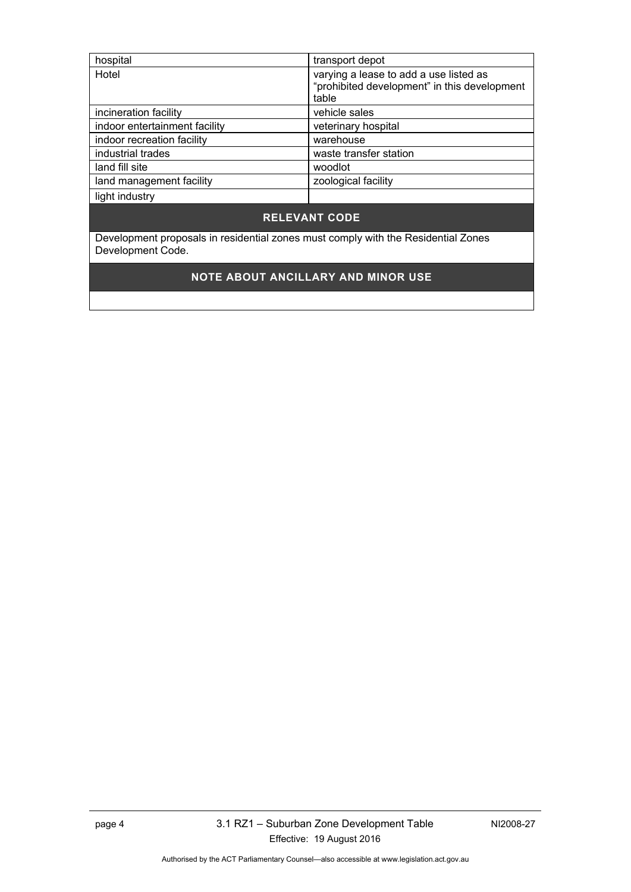| | |
|---|---|
| hospital | transport depot |
| Hotel | varying a lease to add a use listed as “prohibited development” in this development table |
| incineration facility | vehicle sales |
| indoor entertainment facility | veterinary hospital |
| indoor recreation facility | warehouse |
| industrial trades | waste transfer station |
| land fill site | woodlot |
| land management facility | zoological facility |
| light industry | |

## RELEVANT CODE

Development proposals in residential zones must comply with the Residential Zones Development Code.

## NOTE ABOUT ANCILLARY AND MINOR USE